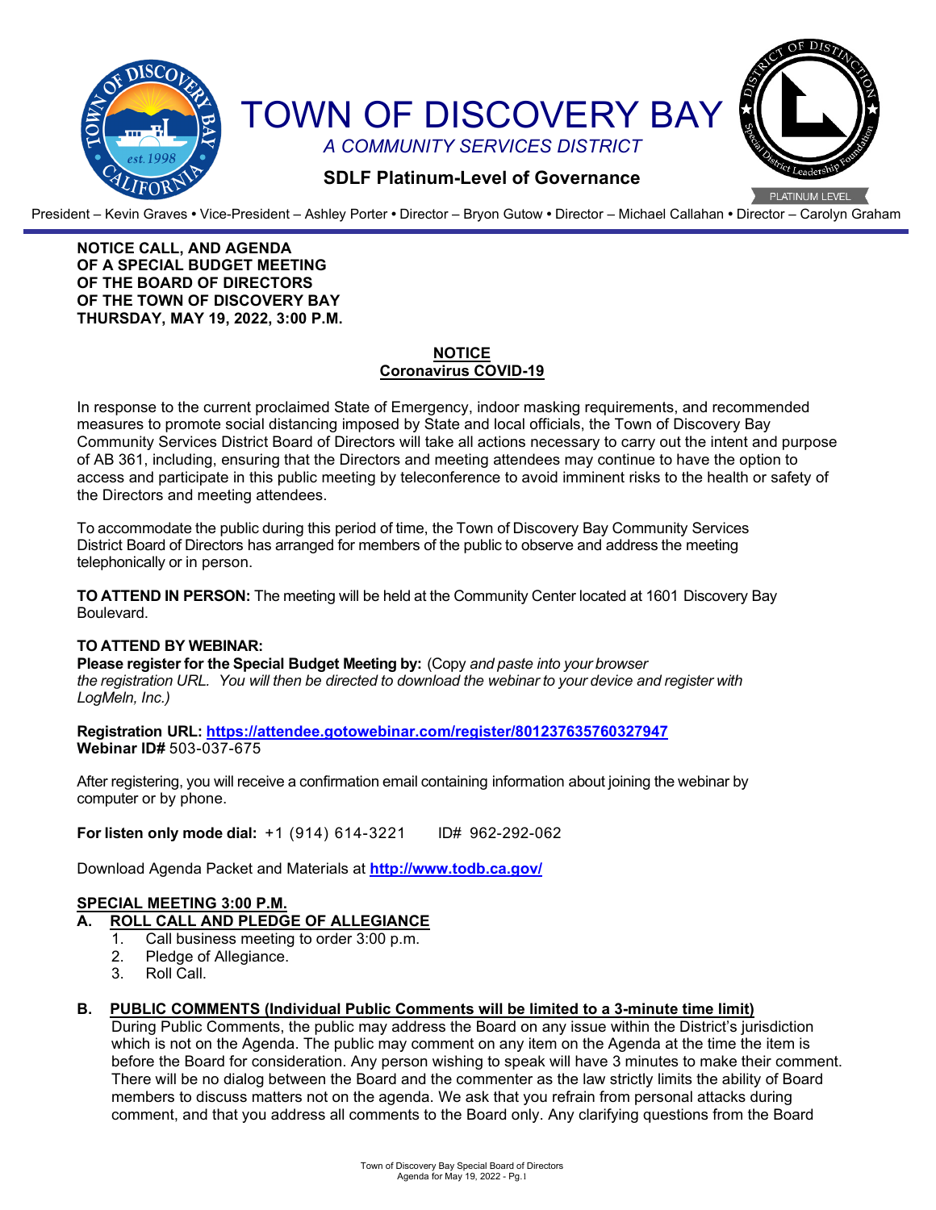# TOWN OF DISCOVERY BAY

*A COMMUNITY SERVICES DISTRICT*

**SDLF Platinum-Level of Governance**

President – Kevin Graves • Vice-President – Ashley Porter • Director – Bryon Gutow • Director – Michael Callahan • Director – Carolyn Graham

**NOTICE CALL, AND AGENDA**
**OF A SPECIAL BUDGET MEETING**
**OF THE BOARD OF DIRECTORS**
**OF THE TOWN OF DISCOVERY BAY**
**THURSDAY, MAY 19, 2022, 3:00 P.M.**

## NOTICE
## Coronavirus COVID-19

In response to the current proclaimed State of Emergency, indoor masking requirements, and recommended measures to promote social distancing imposed by State and local officials, the Town of Discovery Bay Community Services District Board of Directors will take all actions necessary to carry out the intent and purpose of AB 361, including, ensuring that the Directors and meeting attendees may continue to have the option to access and participate in this public meeting by teleconference to avoid imminent risks to the health or safety of the Directors and meeting attendees.

To accommodate the public during this period of time, the Town of Discovery Bay Community Services District Board of Directors has arranged for members of the public to observe and address the meeting telephonically or in person.

**TO ATTEND IN PERSON:** The meeting will be held at the Community Center located at 1601 Discovery Bay Boulevard.

**TO ATTEND BY WEBINAR:**
**Please register for the Special Budget Meeting by:** (Copy *and paste into your browser the registration URL. You will then be directed to download the webinar to your device and register with LogMeIn, Inc.)*

**Registration URL: https://attendee.gotowebinar.com/register/801237635760327947**
**Webinar ID#** 503-037-675

After registering, you will receive a confirmation email containing information about joining the webinar by computer or by phone.

**For listen only mode dial:** +1 (914) 614-3221 ID# 962-292-062

Download Agenda Packet and Materials at **http://www.todb.ca.gov/**

## SPECIAL MEETING 3:00 P.M.

### A. ROLL CALL AND PLEDGE OF ALLEGIANCE

1. Call business meeting to order 3:00 p.m.
2. Pledge of Allegiance.
3. Roll Call.

### B. PUBLIC COMMENTS (Individual Public Comments will be limited to a 3-minute time limit)

During Public Comments, the public may address the Board on any issue within the District's jurisdiction which is not on the Agenda. The public may comment on any item on the Agenda at the time the item is before the Board for consideration. Any person wishing to speak will have 3 minutes to make their comment. There will be no dialog between the Board and the commenter as the law strictly limits the ability of Board members to discuss matters not on the agenda. We ask that you refrain from personal attacks during comment, and that you address all comments to the Board only. Any clarifying questions from the Board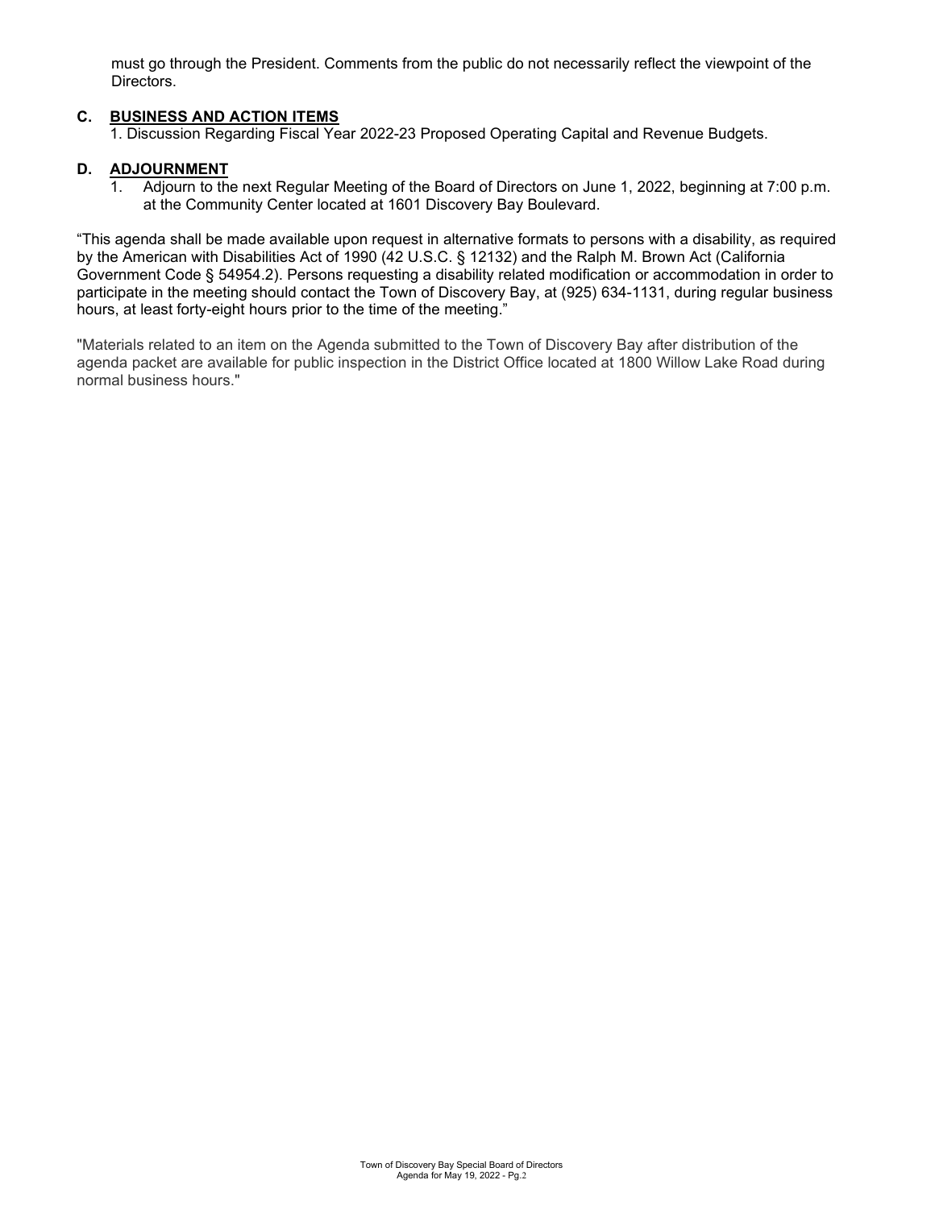must go through the President. Comments from the public do not necessarily reflect the viewpoint of the Directors.

## C. BUSINESS AND ACTION ITEMS

1. Discussion Regarding Fiscal Year 2022-23 Proposed Operating Capital and Revenue Budgets.

## D. ADJOURNMENT

1. Adjourn to the next Regular Meeting of the Board of Directors on June 1, 2022, beginning at 7:00 p.m. at the Community Center located at 1601 Discovery Bay Boulevard.

"This agenda shall be made available upon request in alternative formats to persons with a disability, as required by the American with Disabilities Act of 1990 (42 U.S.C. § 12132) and the Ralph M. Brown Act (California Government Code § 54954.2). Persons requesting a disability related modification or accommodation in order to participate in the meeting should contact the Town of Discovery Bay, at (925) 634-1131, during regular business hours, at least forty-eight hours prior to the time of the meeting."

"Materials related to an item on the Agenda submitted to the Town of Discovery Bay after distribution of the agenda packet are available for public inspection in the District Office located at 1800 Willow Lake Road during normal business hours."